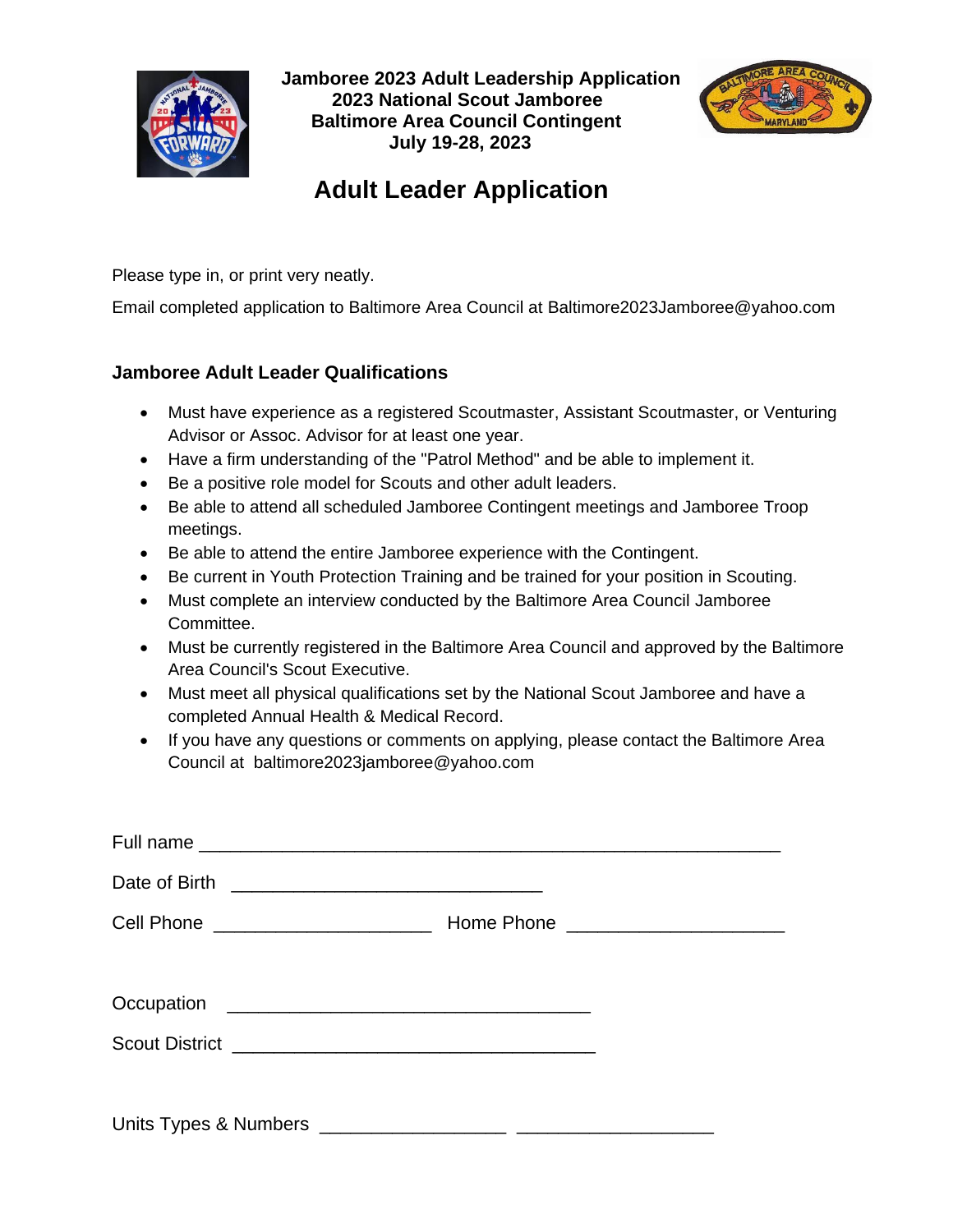**Jamboree 2023 Adult Leadership Application**
**2023 National Scout Jamboree**
**Baltimore Area Council Contingent**
**July 19-28, 2023**

# Adult Leader Application

Please type in, or print very neatly.

Email completed application to Baltimore Area Council at Baltimore2023Jamboree@yahoo.com

### Jamboree Adult Leader Qualifications

- Must have experience as a registered Scoutmaster, Assistant Scoutmaster, or Venturing Advisor or Assoc. Advisor for at least one year.
- Have a firm understanding of the "Patrol Method" and be able to implement it.
- Be a positive role model for Scouts and other adult leaders.
- Be able to attend all scheduled Jamboree Contingent meetings and Jamboree Troop meetings.
- Be able to attend the entire Jamboree experience with the Contingent.
- Be current in Youth Protection Training and be trained for your position in Scouting.
- Must complete an interview conducted by the Baltimore Area Council Jamboree Committee.
- Must be currently registered in the Baltimore Area Council and approved by the Baltimore Area Council's Scout Executive.
- Must meet all physical qualifications set by the National Scout Jamboree and have a completed Annual Health & Medical Record.
- If you have any questions or comments on applying, please contact the Baltimore Area Council at baltimore2023jamboree@yahoo.com

Full name ____________________________________________________________

Date of Birth ________________________________

Cell Phone ______________________ Home Phone ______________________

Occupation _____________________________________

Scout District _____________________________________

Units Types & Numbers __________________ ____________________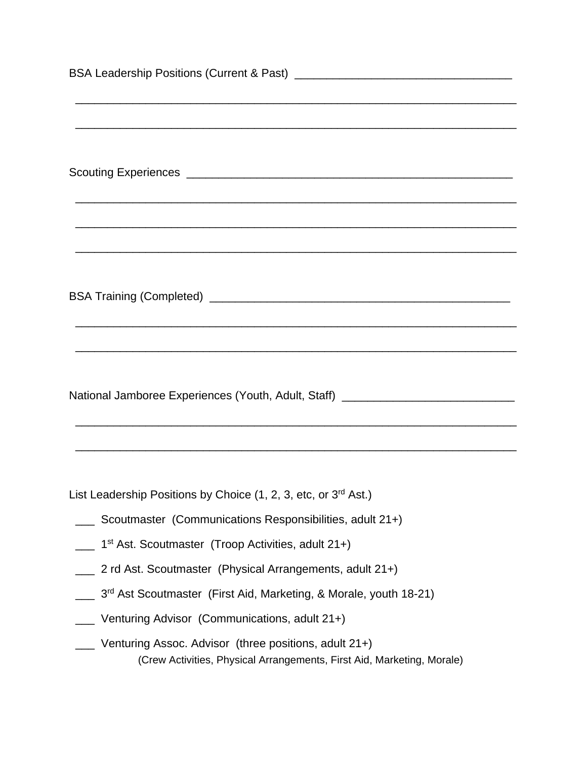BSA Leadership Positions (Current & Past) ___________________________________

______________________________________________________________________

______________________________________________________________________

Scouting Experiences _____________________________________________________

______________________________________________________________________

______________________________________________________________________

______________________________________________________________________

BSA Training (Completed) _______________________________________________

______________________________________________________________________

______________________________________________________________________

National Jamboree Experiences (Youth, Adult, Staff) ___________________________

______________________________________________________________________

______________________________________________________________________

List Leadership Positions by Choice (1, 2, 3, etc, or 3rd Ast.)

___ Scoutmaster (Communications Responsibilities, adult 21+)

___ 1st Ast. Scoutmaster (Troop Activities, adult 21+)

___ 2 rd Ast. Scoutmaster (Physical Arrangements, adult 21+)

___ 3rd Ast Scoutmaster (First Aid, Marketing, & Morale, youth 18-21)

___ Venturing Advisor (Communications, adult 21+)

___ Venturing Assoc. Advisor (three positions, adult 21+)
(Crew Activities, Physical Arrangements, First Aid, Marketing, Morale)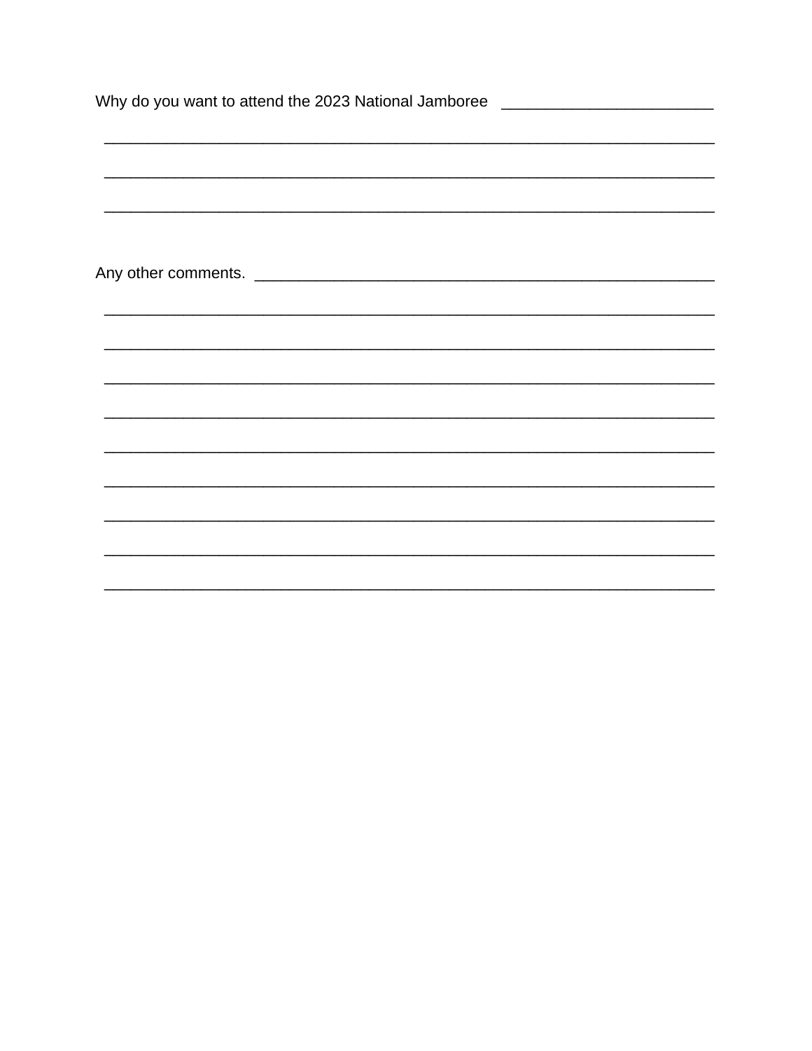Why do you want to attend the 2023 National Jamboree ________________________

______________________________________________________________________

______________________________________________________________________

______________________________________________________________________

Any other comments. ____________________________________________________

______________________________________________________________________

______________________________________________________________________

______________________________________________________________________

______________________________________________________________________

______________________________________________________________________

______________________________________________________________________

______________________________________________________________________

______________________________________________________________________

______________________________________________________________________